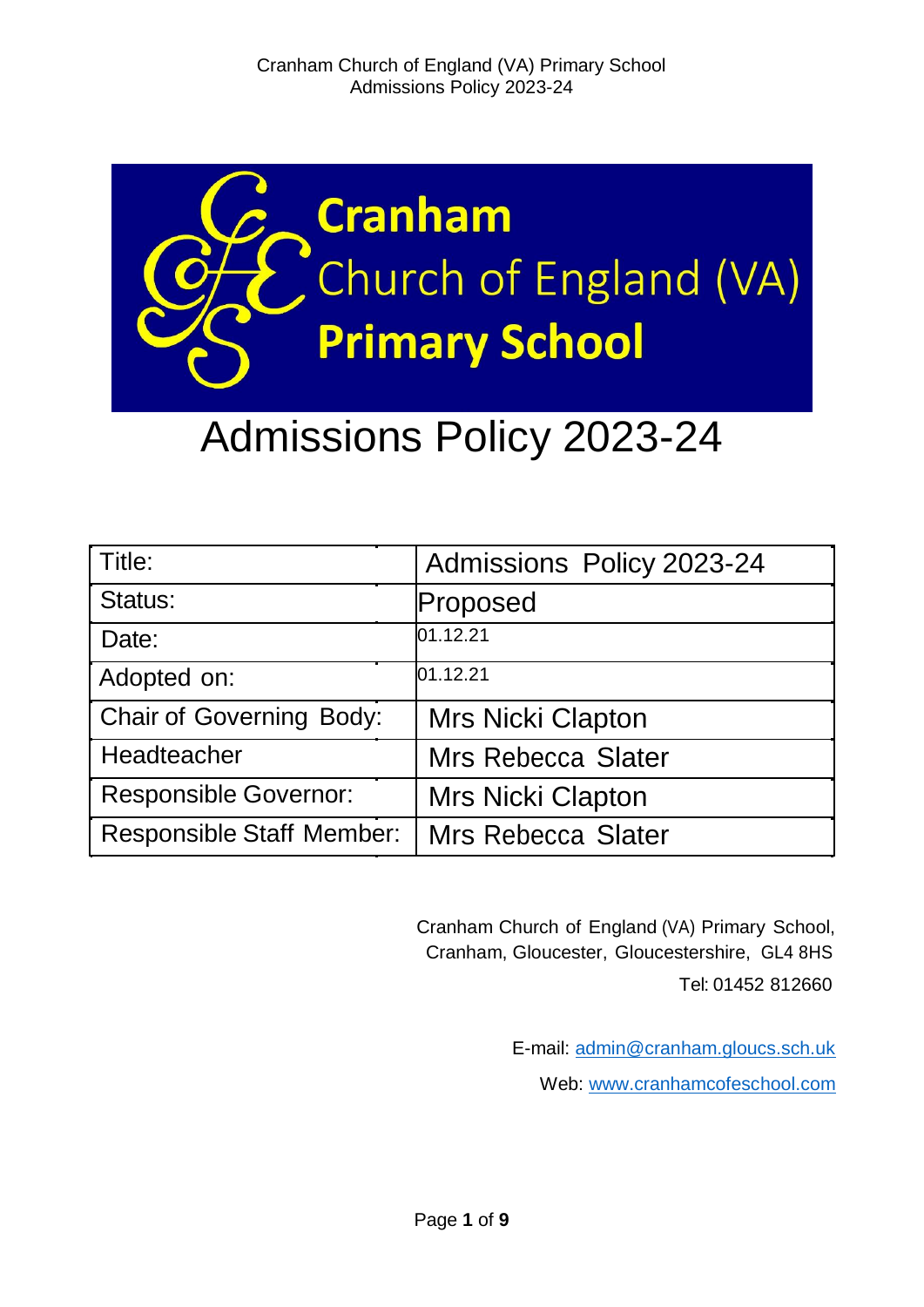# Cranham Church of England (VA) Primary School

# Admissions Policy 2023-24

| Title: | Admissions Policy 2023-24 |
| --- | --- |
| Status: | Proposed |
| Date: | 01.12.21 |
| Adopted on: | 01.12.21 |
| Chair of Governing Body: | Mrs Nicki Clapton |
| Headteacher | Mrs Rebecca Slater |
| Responsible Governor: | Mrs Nicki Clapton |
| Responsible Staff Member: | Mrs Rebecca Slater |

Cranham Church of England (VA) Primary School,
Cranham, Gloucester, Gloucestershire, GL4 8HS
Tel: 01452 812660

E-mail: admin@cranham.gloucs.sch.uk
Web: www.cranhamcofeschool.com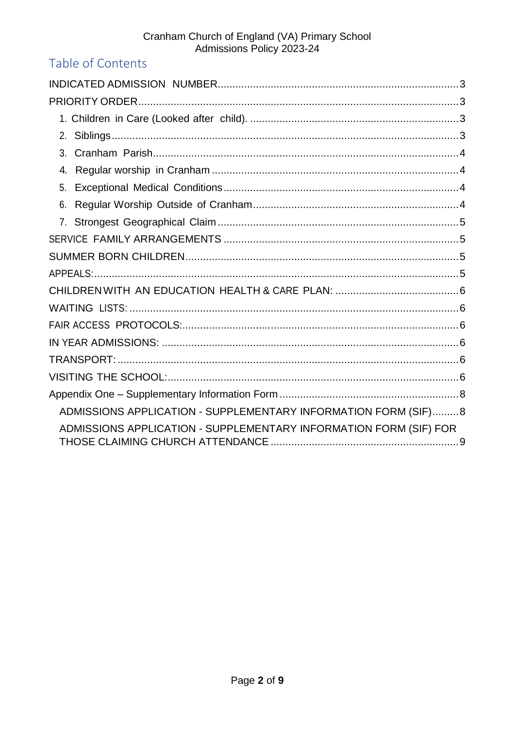## Table of Contents

INDICATED ADMISSION NUMBER....3

PRIORITY ORDER....3

- 1. Children in Care (Looked after child). ....3
- 2. Siblings....3
- 3. Cranham Parish....4
- 4. Regular worship in Cranham ....4
- 5. Exceptional Medical Conditions....4
- 6. Regular Worship Outside of Cranham....4
- 7. Strongest Geographical Claim....5

SERVICE FAMILY ARRANGEMENTS ....5

SUMMER BORN CHILDREN....5

APPEALS:....5

CHILDREN WITH AN EDUCATION HEALTH & CARE PLAN: ....6

WAITING LISTS: ....6

FAIR ACCESS PROTOCOLS:....6

IN YEAR ADMISSIONS: ....6

TRANSPORT: ....6

VISITING THE SCHOOL:....6

Appendix One – Supplementary Information Form ....8

- ADMISSIONS APPLICATION - SUPPLEMENTARY INFORMATION FORM (SIF)....8
- ADMISSIONS APPLICATION - SUPPLEMENTARY INFORMATION FORM (SIF) FOR THOSE CLAIMING CHURCH ATTENDANCE ....9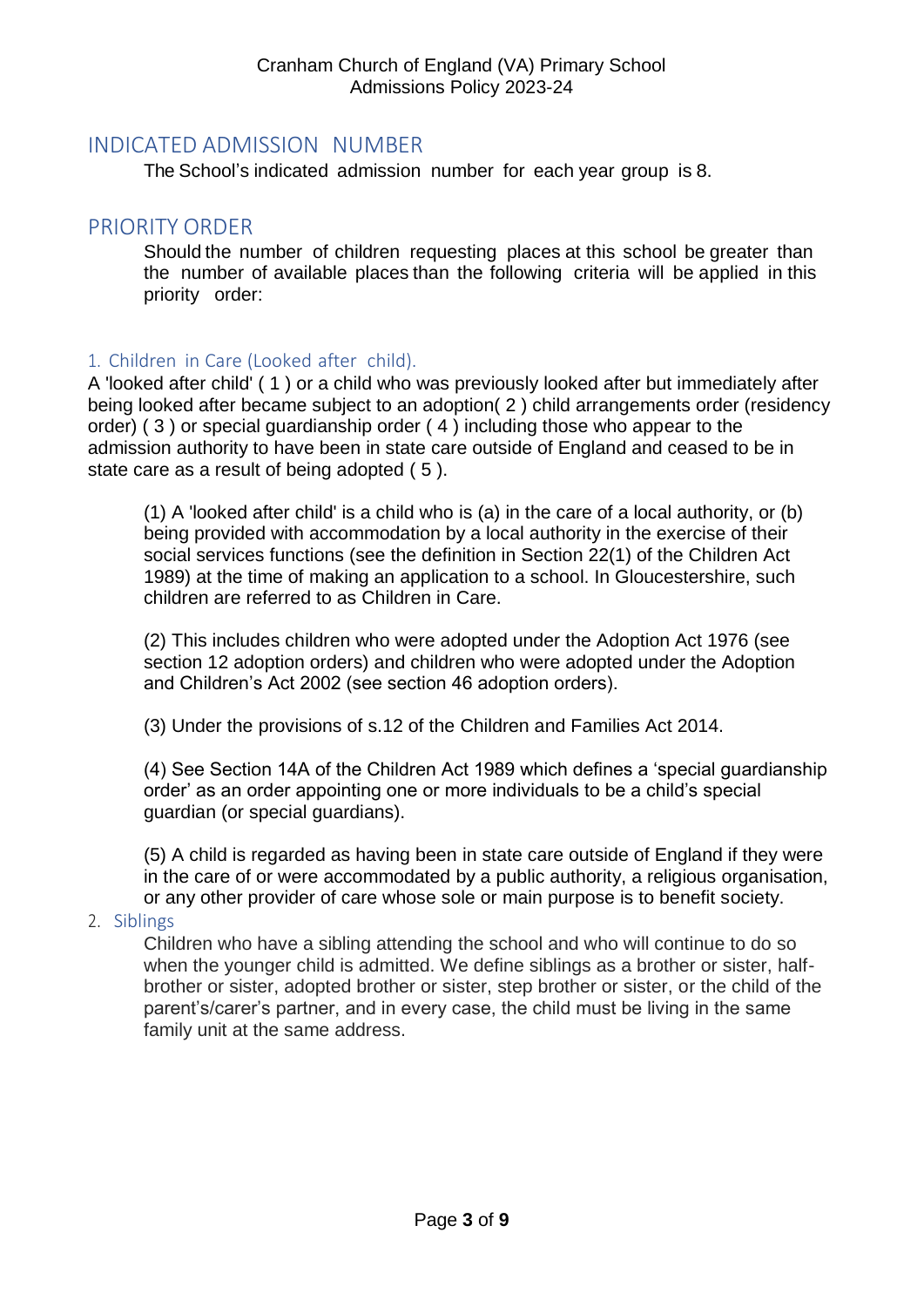# INDICATED ADMISSION NUMBER

The School's indicated admission number for each year group is 8.

# PRIORITY ORDER

Should the number of children requesting places at this school be greater than the number of available places than the following criteria will be applied in this priority order:

## 1. Children in Care (Looked after child).

A 'looked after child' ( 1 ) or a child who was previously looked after but immediately after being looked after became subject to an adoption( 2 ) child arrangements order (residency order) ( 3 ) or special guardianship order ( 4 ) including those who appear to the admission authority to have been in state care outside of England and ceased to be in state care as a result of being adopted ( 5 ).

(1) A 'looked after child' is a child who is (a) in the care of a local authority, or (b) being provided with accommodation by a local authority in the exercise of their social services functions (see the definition in Section 22(1) of the Children Act 1989) at the time of making an application to a school. In Gloucestershire, such children are referred to as Children in Care.

(2) This includes children who were adopted under the Adoption Act 1976 (see section 12 adoption orders) and children who were adopted under the Adoption and Children's Act 2002 (see section 46 adoption orders).

(3) Under the provisions of s.12 of the Children and Families Act 2014.

(4) See Section 14A of the Children Act 1989 which defines a 'special guardianship order' as an order appointing one or more individuals to be a child's special guardian (or special guardians).

(5) A child is regarded as having been in state care outside of England if they were in the care of or were accommodated by a public authority, a religious organisation, or any other provider of care whose sole or main purpose is to benefit society.

## 2. Siblings

Children who have a sibling attending the school and who will continue to do so when the younger child is admitted. We define siblings as a brother or sister, half-brother or sister, adopted brother or sister, step brother or sister, or the child of the parent's/carer's partner, and in every case, the child must be living in the same family unit at the same address.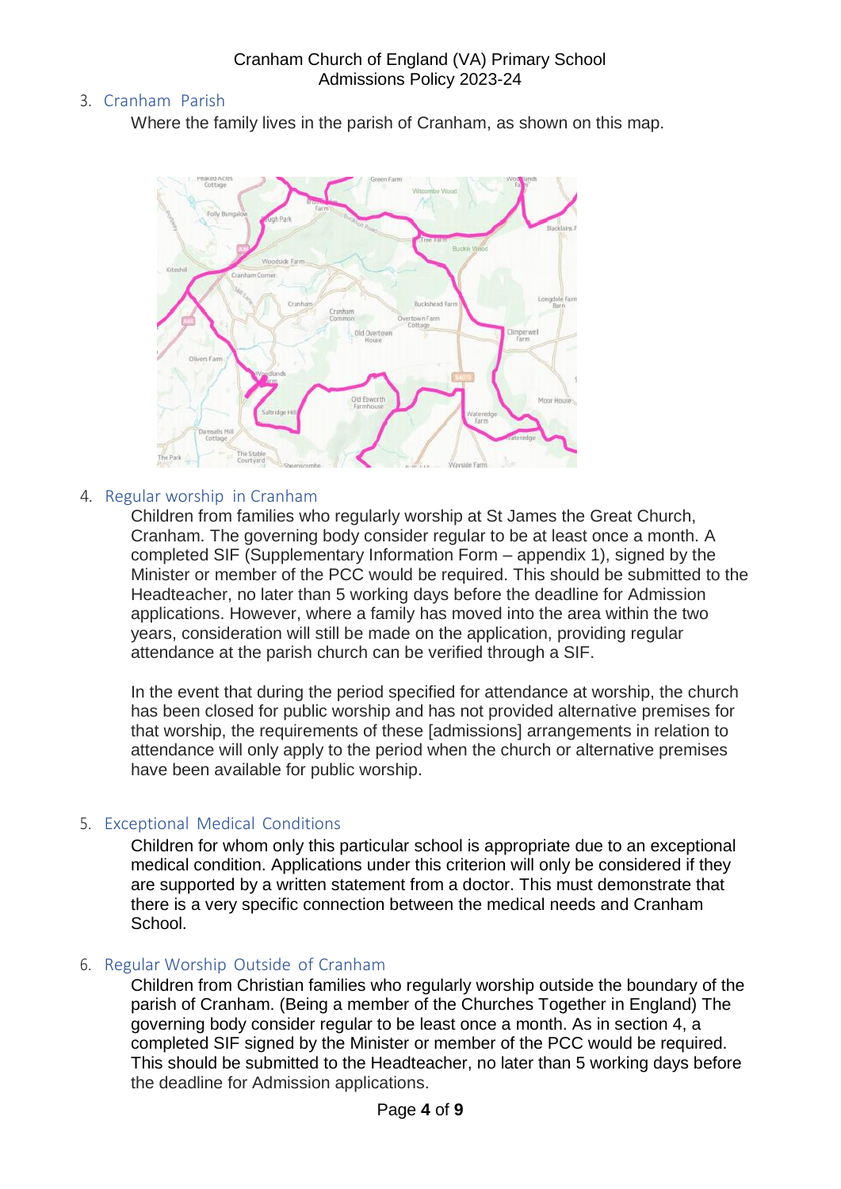3. Cranham Parish

   Where the family lives in the parish of Cranham, as shown on this map.

4. Regular worship in Cranham

   Children from families who regularly worship at St James the Great Church, Cranham. The governing body consider regular to be at least once a month. A completed SIF (Supplementary Information Form – appendix 1), signed by the Minister or member of the PCC would be required. This should be submitted to the Headteacher, no later than 5 working days before the deadline for Admission applications. However, where a family has moved into the area within the two years, consideration will still be made on the application, providing regular attendance at the parish church can be verified through a SIF.

   In the event that during the period specified for attendance at worship, the church has been closed for public worship and has not provided alternative premises for that worship, the requirements of these [admissions] arrangements in relation to attendance will only apply to the period when the church or alternative premises have been available for public worship.

5. Exceptional Medical Conditions

   Children for whom only this particular school is appropriate due to an exceptional medical condition. Applications under this criterion will only be considered if they are supported by a written statement from a doctor. This must demonstrate that there is a very specific connection between the medical needs and Cranham School.

6. Regular Worship Outside of Cranham

   Children from Christian families who regularly worship outside the boundary of the parish of Cranham. (Being a member of the Churches Together in England) The governing body consider regular to be least once a month. As in section 4, a completed SIF signed by the Minister or member of the PCC would be required. This should be submitted to the Headteacher, no later than 5 working days before the deadline for Admission applications.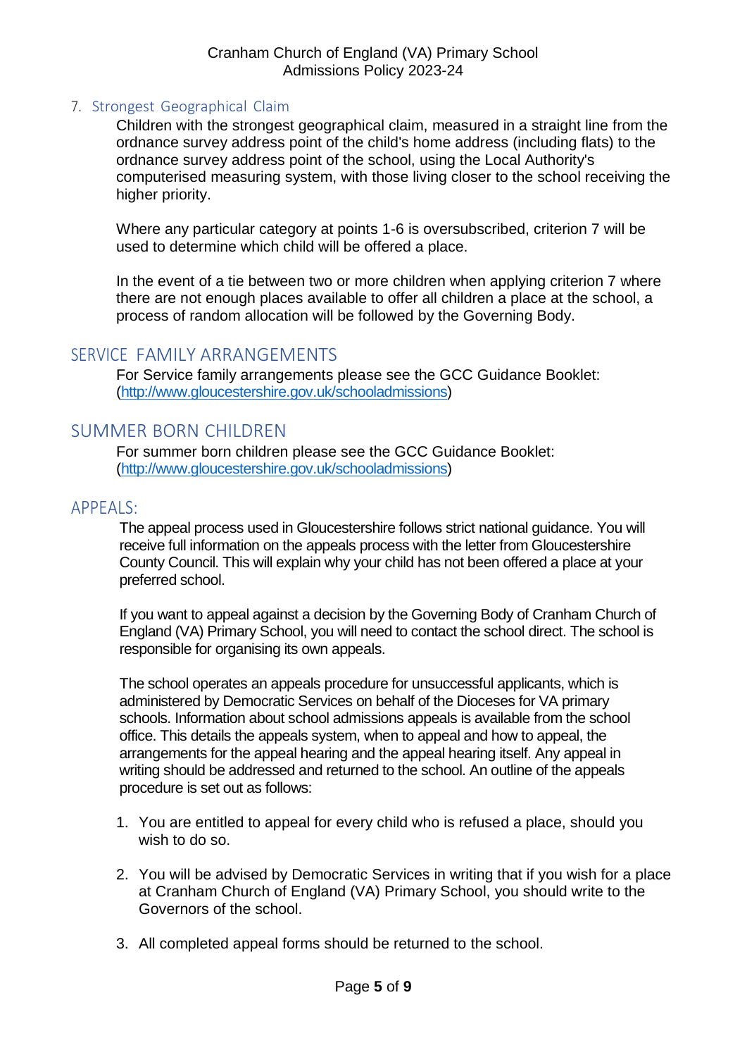7. Strongest Geographical Claim

Children with the strongest geographical claim, measured in a straight line from the ordnance survey address point of the child's home address (including flats) to the ordnance survey address point of the school, using the Local Authority's computerised measuring system, with those living closer to the school receiving the higher priority.

Where any particular category at points 1-6 is oversubscribed, criterion 7 will be used to determine which child will be offered a place.

In the event of a tie between two or more children when applying criterion 7 where there are not enough places available to offer all children a place at the school, a process of random allocation will be followed by the Governing Body.

## SERVICE FAMILY ARRANGEMENTS

For Service family arrangements please see the GCC Guidance Booklet: (http://www.gloucestershire.gov.uk/schooladmissions)

## SUMMER BORN CHILDREN

For summer born children please see the GCC Guidance Booklet: (http://www.gloucestershire.gov.uk/schooladmissions)

## APPEALS:

The appeal process used in Gloucestershire follows strict national guidance. You will receive full information on the appeals process with the letter from Gloucestershire County Council. This will explain why your child has not been offered a place at your preferred school.

If you want to appeal against a decision by the Governing Body of Cranham Church of England (VA) Primary School, you will need to contact the school direct. The school is responsible for organising its own appeals.

The school operates an appeals procedure for unsuccessful applicants, which is administered by Democratic Services on behalf of the Dioceses for VA primary schools. Information about school admissions appeals is available from the school office. This details the appeals system, when to appeal and how to appeal, the arrangements for the appeal hearing and the appeal hearing itself. Any appeal in writing should be addressed and returned to the school. An outline of the appeals procedure is set out as follows:

1. You are entitled to appeal for every child who is refused a place, should you wish to do so.

2. You will be advised by Democratic Services in writing that if you wish for a place at Cranham Church of England (VA) Primary School, you should write to the Governors of the school.

3. All completed appeal forms should be returned to the school.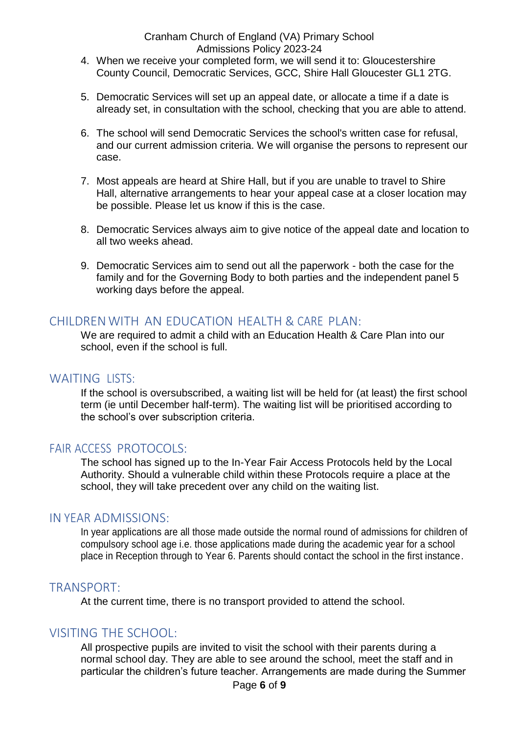4. When we receive your completed form, we will send it to: Gloucestershire County Council, Democratic Services, GCC, Shire Hall Gloucester GL1 2TG.

5. Democratic Services will set up an appeal date, or allocate a time if a date is already set, in consultation with the school, checking that you are able to attend.

6. The school will send Democratic Services the school's written case for refusal, and our current admission criteria. We will organise the persons to represent our case.

7. Most appeals are heard at Shire Hall, but if you are unable to travel to Shire Hall, alternative arrangements to hear your appeal case at a closer location may be possible. Please let us know if this is the case.

8. Democratic Services always aim to give notice of the appeal date and location to all two weeks ahead.

9. Democratic Services aim to send out all the paperwork - both the case for the family and for the Governing Body to both parties and the independent panel 5 working days before the appeal.

## CHILDREN WITH AN EDUCATION HEALTH & CARE PLAN:

We are required to admit a child with an Education Health & Care Plan into our school, even if the school is full.

## WAITING LISTS:

If the school is oversubscribed, a waiting list will be held for (at least) the first school term (ie until December half-term). The waiting list will be prioritised according to the school's over subscription criteria.

## FAIR ACCESS PROTOCOLS:

The school has signed up to the In-Year Fair Access Protocols held by the Local Authority. Should a vulnerable child within these Protocols require a place at the school, they will take precedent over any child on the waiting list.

## IN YEAR ADMISSIONS:

In year applications are all those made outside the normal round of admissions for children of compulsory school age i.e. those applications made during the academic year for a school place in Reception through to Year 6. Parents should contact the school in the first instance.

## TRANSPORT:

At the current time, there is no transport provided to attend the school.

## VISITING THE SCHOOL:

All prospective pupils are invited to visit the school with their parents during a normal school day. They are able to see around the school, meet the staff and in particular the children's future teacher. Arrangements are made during the Summer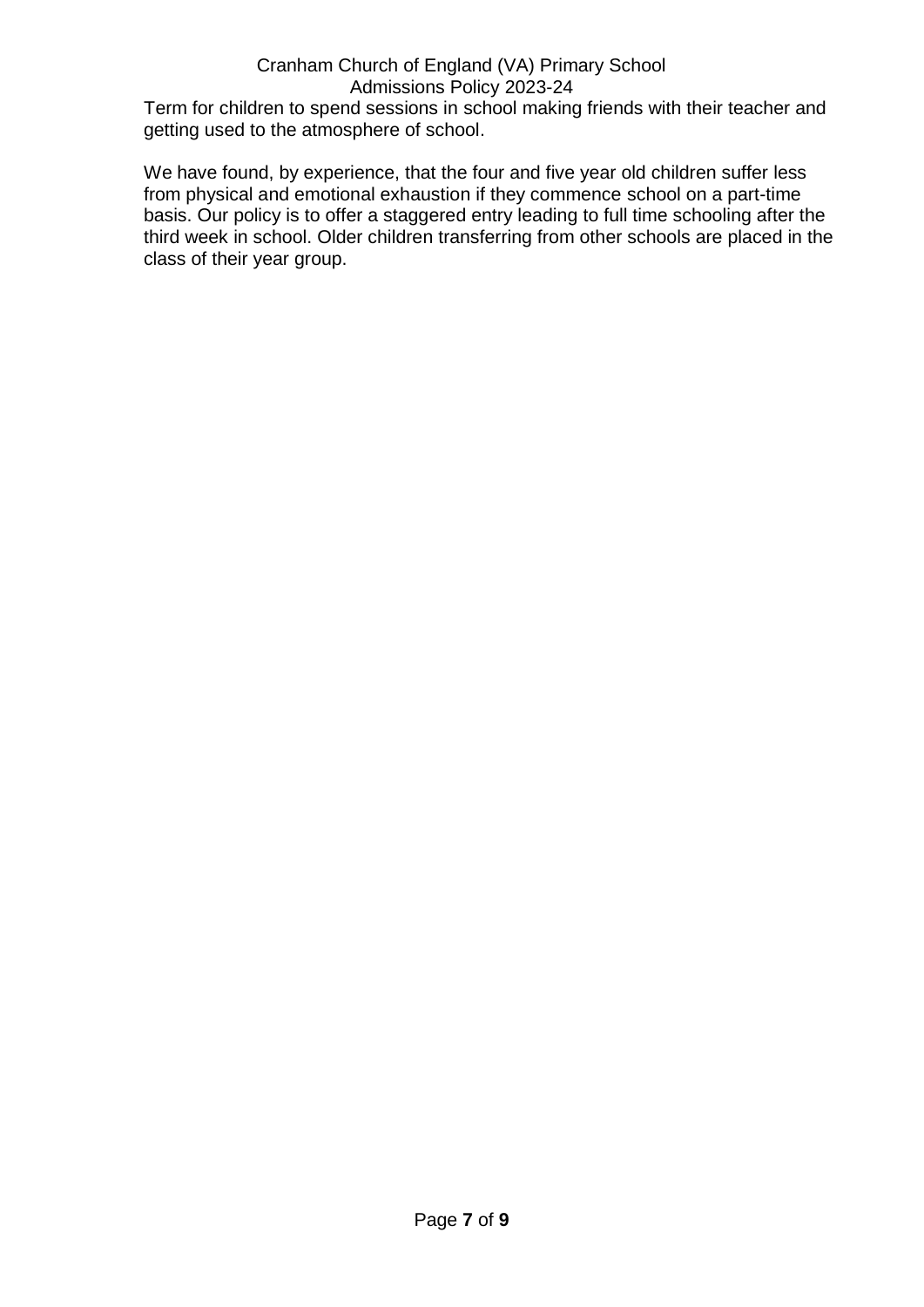Term for children to spend sessions in school making friends with their teacher and getting used to the atmosphere of school.

We have found, by experience, that the four and five year old children suffer less from physical and emotional exhaustion if they commence school on a part-time basis. Our policy is to offer a staggered entry leading to full time schooling after the third week in school. Older children transferring from other schools are placed in the class of their year group.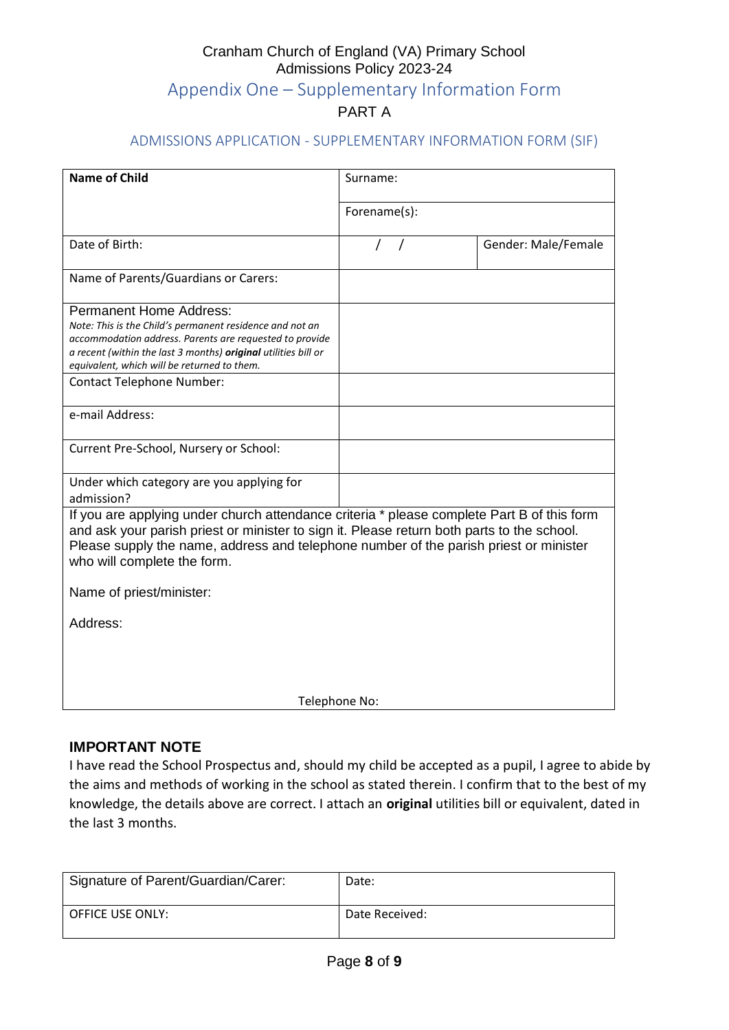Cranham Church of England (VA) Primary School
Admissions Policy 2023-24

## Appendix One – Supplementary Information Form

PART A

### ADMISSIONS APPLICATION - SUPPLEMENTARY INFORMATION FORM (SIF)

| **Name of Child** | Surname: | |
|---|---|---|
| | Forename(s): | |
| Date of Birth: | / / | Gender: Male/Female |
| Name of Parents/Guardians or Carers: | | |
| Permanent Home Address:<br>*Note: This is the Child's permanent residence and not an accommodation address. Parents are requested to provide a recent (within the last 3 months)* ***original*** *utilities bill or equivalent, which will be returned to them.* | | |
| Contact Telephone Number: | | |
| e-mail Address: | | |
| Current Pre-School, Nursery or School: | | |
| Under which category are you applying for admission? | | |

If you are applying under church attendance criteria * please complete Part B of this form and ask your parish priest or minister to sign it. Please return both parts to the school. Please supply the name, address and telephone number of the parish priest or minister who will complete the form.

Name of priest/minister:

Address:

Telephone No:

**IMPORTANT NOTE**

I have read the School Prospectus and, should my child be accepted as a pupil, I agree to abide by the aims and methods of working in the school as stated therein. I confirm that to the best of my knowledge, the details above are correct. I attach an **original** utilities bill or equivalent, dated in the last 3 months.

| Signature of Parent/Guardian/Carer: | Date: |
|---|---|
| OFFICE USE ONLY: | Date Received: |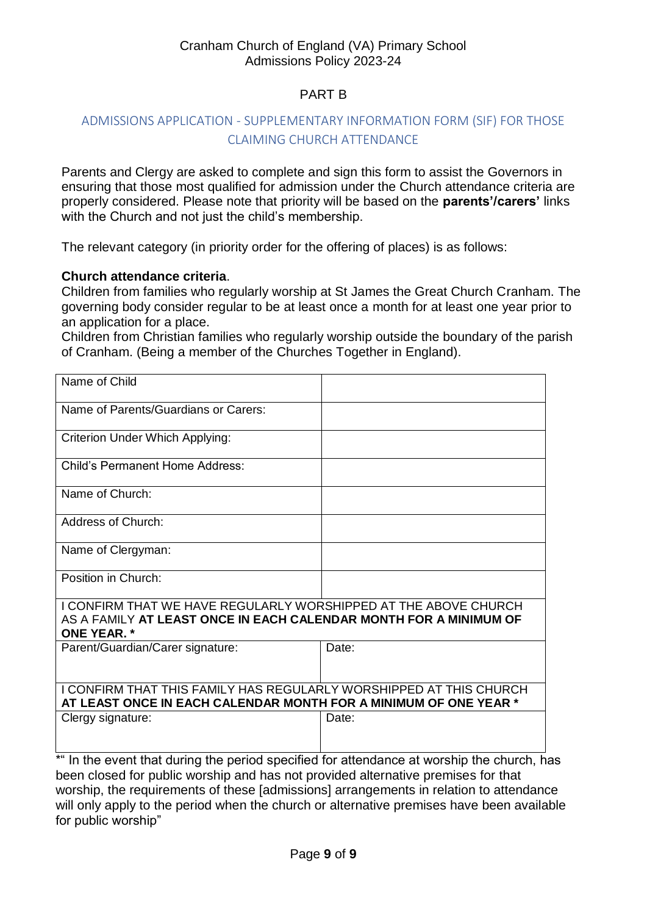Cranham Church of England (VA) Primary School
Admissions Policy 2023-24

# PART B

## ADMISSIONS APPLICATION - SUPPLEMENTARY INFORMATION FORM (SIF) FOR THOSE CLAIMING CHURCH ATTENDANCE

Parents and Clergy are asked to complete and sign this form to assist the Governors in ensuring that those most qualified for admission under the Church attendance criteria are properly considered. Please note that priority will be based on the **parents'/carers'** links with the Church and not just the child's membership.

The relevant category (in priority order for the offering of places) is as follows:

**Church attendance criteria**.
Children from families who regularly worship at St James the Great Church Cranham. The governing body consider regular to be at least once a month for at least one year prior to an application for a place.
Children from Christian families who regularly worship outside the boundary of the parish of Cranham. (Being a member of the Churches Together in England).

| | |
|---|---|
| Name of Child | |
| Name of Parents/Guardians or Carers: | |
| Criterion Under Which Applying: | |
| Child's Permanent Home Address: | |
| Name of Church: | |
| Address of Church: | |
| Name of Clergyman: | |
| Position in Church: | |
| I CONFIRM THAT WE HAVE REGULARLY WORSHIPPED AT THE ABOVE CHURCH AS A FAMILY **AT LEAST ONCE IN EACH CALENDAR MONTH FOR A MINIMUM OF ONE YEAR. *** | |
| Parent/Guardian/Carer signature: | Date: |
| I CONFIRM THAT THIS FAMILY HAS REGULARLY WORSHIPPED AT THIS CHURCH **AT LEAST ONCE IN EACH CALENDAR MONTH FOR A MINIMUM OF ONE YEAR *** | |
| Clergy signature: | Date: |

*“ In the event that during the period specified for attendance at worship the church, has been closed for public worship and has not provided alternative premises for that worship, the requirements of these [admissions] arrangements in relation to attendance will only apply to the period when the church or alternative premises have been available for public worship”